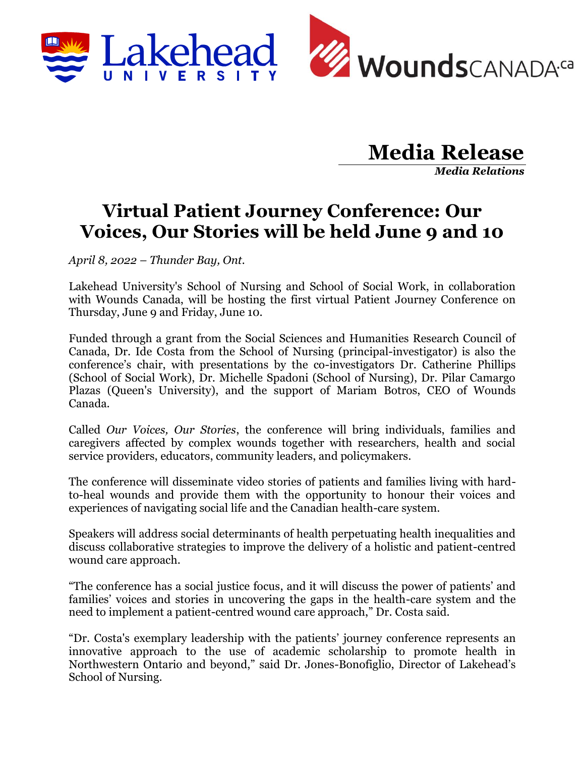# Media Release

***Media Relations***

## Virtual Patient Journey Conference: Our Voices, Our Stories will be held June 9 and 10

*April 8, 2022 – Thunder Bay, Ont.*

Lakehead University's School of Nursing and School of Social Work, in collaboration with Wounds Canada, will be hosting the first virtual Patient Journey Conference on Thursday, June 9 and Friday, June 10.

Funded through a grant from the Social Sciences and Humanities Research Council of Canada, Dr. Ide Costa from the School of Nursing (principal-investigator) is also the conference's chair, with presentations by the co-investigators Dr. Catherine Phillips (School of Social Work), Dr. Michelle Spadoni (School of Nursing), Dr. Pilar Camargo Plazas (Queen's University), and the support of Mariam Botros, CEO of Wounds Canada.

Called *Our Voices, Our Stories*, the conference will bring individuals, families and caregivers affected by complex wounds together with researchers, health and social service providers, educators, community leaders, and policymakers.

The conference will disseminate video stories of patients and families living with hard-to-heal wounds and provide them with the opportunity to honour their voices and experiences of navigating social life and the Canadian health-care system.

Speakers will address social determinants of health perpetuating health inequalities and discuss collaborative strategies to improve the delivery of a holistic and patient-centred wound care approach.

"The conference has a social justice focus, and it will discuss the power of patients' and families' voices and stories in uncovering the gaps in the health-care system and the need to implement a patient-centred wound care approach," Dr. Costa said.

"Dr. Costa's exemplary leadership with the patients' journey conference represents an innovative approach to the use of academic scholarship to promote health in Northwestern Ontario and beyond," said Dr. Jones-Bonofiglio, Director of Lakehead's School of Nursing.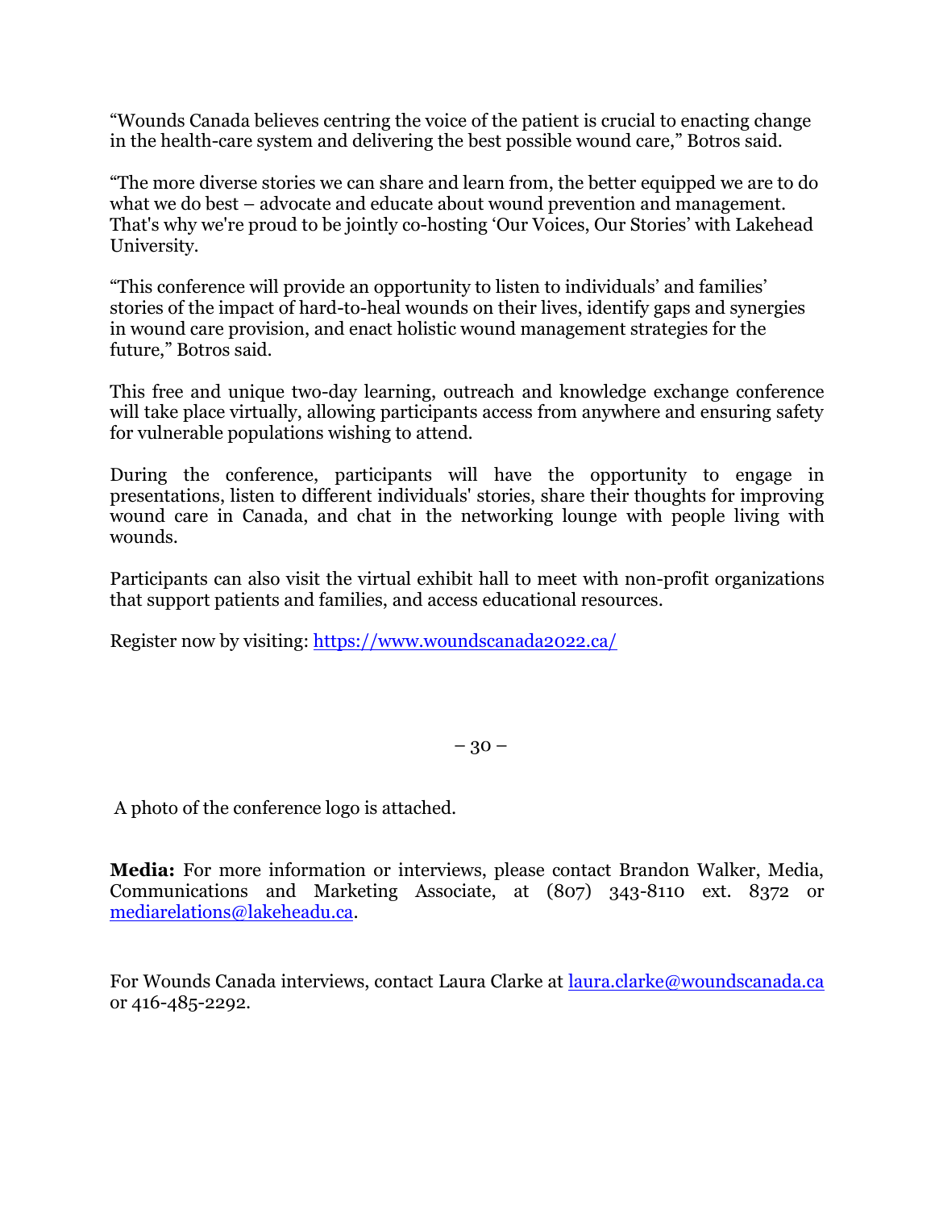"Wounds Canada believes centring the voice of the patient is crucial to enacting change in the health-care system and delivering the best possible wound care," Botros said.

"The more diverse stories we can share and learn from, the better equipped we are to do what we do best – advocate and educate about wound prevention and management. That's why we're proud to be jointly co-hosting 'Our Voices, Our Stories' with Lakehead University.

"This conference will provide an opportunity to listen to individuals' and families' stories of the impact of hard-to-heal wounds on their lives, identify gaps and synergies in wound care provision, and enact holistic wound management strategies for the future," Botros said.

This free and unique two-day learning, outreach and knowledge exchange conference will take place virtually, allowing participants access from anywhere and ensuring safety for vulnerable populations wishing to attend.

During the conference, participants will have the opportunity to engage in presentations, listen to different individuals' stories, share their thoughts for improving wound care in Canada, and chat in the networking lounge with people living with wounds.

Participants can also visit the virtual exhibit hall to meet with non-profit organizations that support patients and families, and access educational resources.

Register now by visiting: [https://www.woundscanada2022.ca/](https://www.woundscanada2022.ca/)

– 30 –

A photo of the conference logo is attached.

**Media:** For more information or interviews, please contact Brandon Walker, Media, Communications and Marketing Associate, at (807) 343-8110 ext. 8372 or [mediarelations@lakeheadu.ca](mailto:mediarelations@lakeheadu.ca).

For Wounds Canada interviews, contact Laura Clarke at [laura.clarke@woundscanada.ca](mailto:laura.clarke@woundscanada.ca) or 416-485-2292.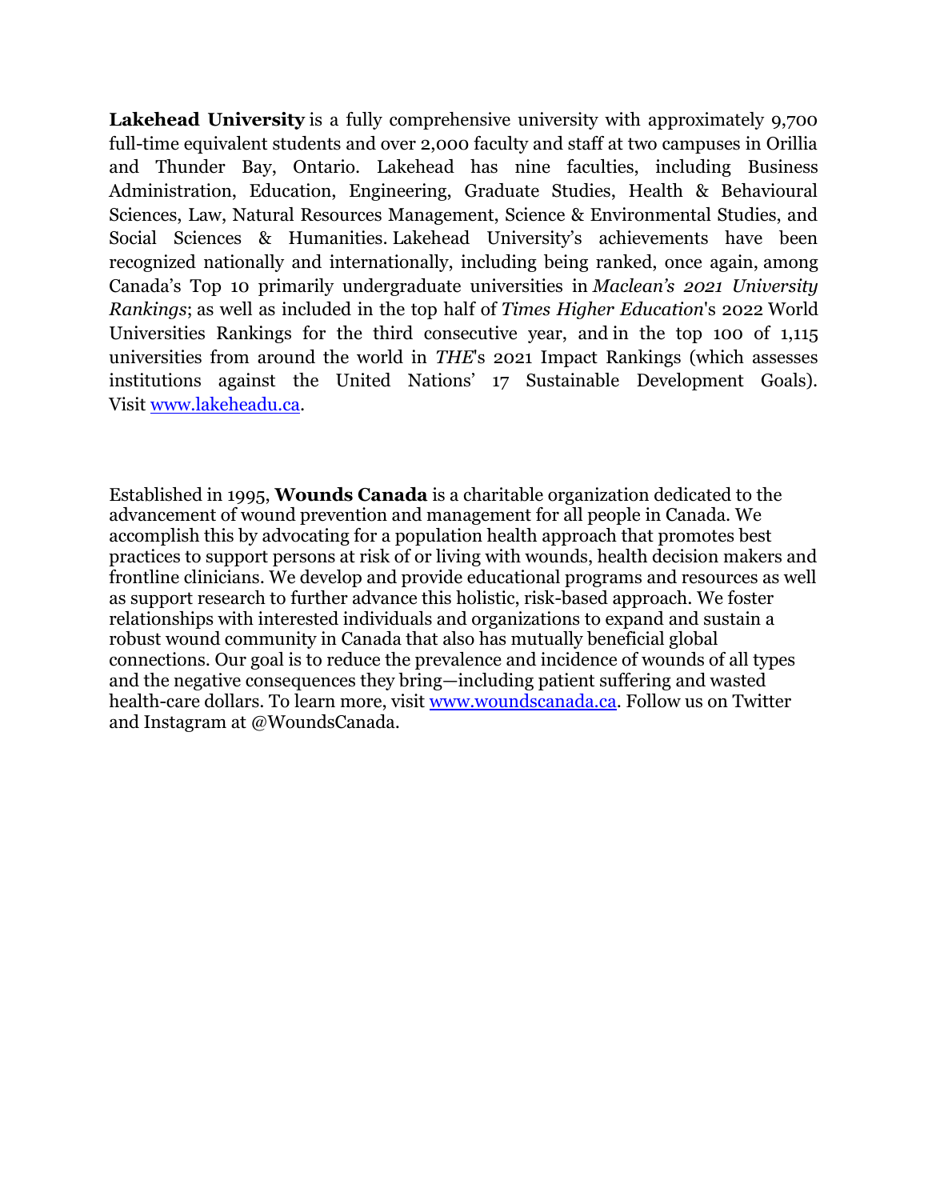**Lakehead University** is a fully comprehensive university with approximately 9,700 full-time equivalent students and over 2,000 faculty and staff at two campuses in Orillia and Thunder Bay, Ontario. Lakehead has nine faculties, including Business Administration, Education, Engineering, Graduate Studies, Health & Behavioural Sciences, Law, Natural Resources Management, Science & Environmental Studies, and Social Sciences & Humanities. Lakehead University's achievements have been recognized nationally and internationally, including being ranked, once again, among Canada's Top 10 primarily undergraduate universities in *Maclean's 2021 University Rankings*; as well as included in the top half of *Times Higher Education*'s 2022 World Universities Rankings for the third consecutive year, and in the top 100 of 1,115 universities from around the world in *THE*'s 2021 Impact Rankings (which assesses institutions against the United Nations' 17 Sustainable Development Goals). Visit [www.lakeheadu.ca](www.lakeheadu.ca).

Established in 1995, **Wounds Canada** is a charitable organization dedicated to the advancement of wound prevention and management for all people in Canada. We accomplish this by advocating for a population health approach that promotes best practices to support persons at risk of or living with wounds, health decision makers and frontline clinicians. We develop and provide educational programs and resources as well as support research to further advance this holistic, risk-based approach. We foster relationships with interested individuals and organizations to expand and sustain a robust wound community in Canada that also has mutually beneficial global connections. Our goal is to reduce the prevalence and incidence of wounds of all types and the negative consequences they bring—including patient suffering and wasted health-care dollars. To learn more, visit [www.woundscanada.ca](www.woundscanada.ca). Follow us on Twitter and Instagram at @WoundsCanada.